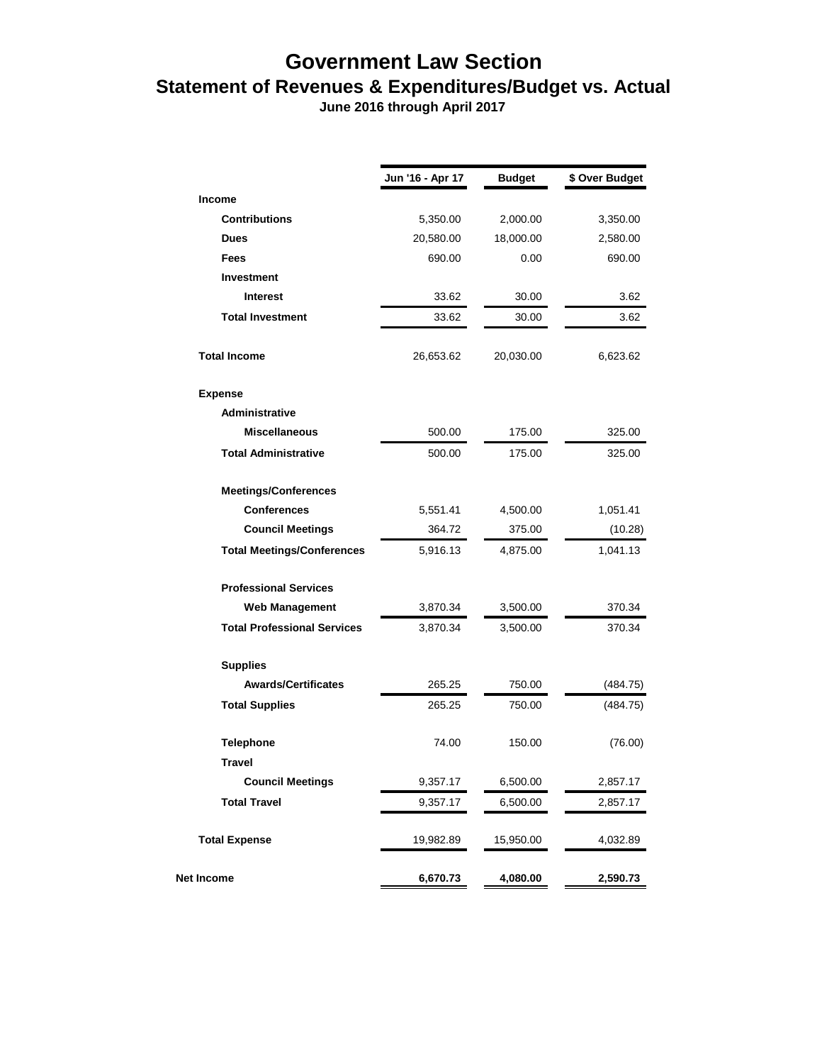# Government Law Section

## Statement of Revenues & Expenditures/Budget vs. Actual

**June 2016 through April 2017**

| | Jun '16 - Apr 17 | Budget | $ Over Budget |
|---|---|---|---|
| **Income** | | | |
| **Contributions** | 5,350.00 | 2,000.00 | 3,350.00 |
| **Dues** | 20,580.00 | 18,000.00 | 2,580.00 |
| **Fees** | 690.00 | 0.00 | 690.00 |
| **Investment** | | | |
| **Interest** | 33.62 | 30.00 | 3.62 |
| **Total Investment** | 33.62 | 30.00 | 3.62 |
| **Total Income** | 26,653.62 | 20,030.00 | 6,623.62 |
| **Expense** | | | |
| **Administrative** | | | |
| **Miscellaneous** | 500.00 | 175.00 | 325.00 |
| **Total Administrative** | 500.00 | 175.00 | 325.00 |
| **Meetings/Conferences** | | | |
| **Conferences** | 5,551.41 | 4,500.00 | 1,051.41 |
| **Council Meetings** | 364.72 | 375.00 | (10.28) |
| **Total Meetings/Conferences** | 5,916.13 | 4,875.00 | 1,041.13 |
| **Professional Services** | | | |
| **Web Management** | 3,870.34 | 3,500.00 | 370.34 |
| **Total Professional Services** | 3,870.34 | 3,500.00 | 370.34 |
| **Supplies** | | | |
| **Awards/Certificates** | 265.25 | 750.00 | (484.75) |
| **Total Supplies** | 265.25 | 750.00 | (484.75) |
| **Telephone** | 74.00 | 150.00 | (76.00) |
| **Travel** | | | |
| **Council Meetings** | 9,357.17 | 6,500.00 | 2,857.17 |
| **Total Travel** | 9,357.17 | 6,500.00 | 2,857.17 |
| **Total Expense** | 19,982.89 | 15,950.00 | 4,032.89 |
| **Net Income** | **6,670.73** | **4,080.00** | **2,590.73** |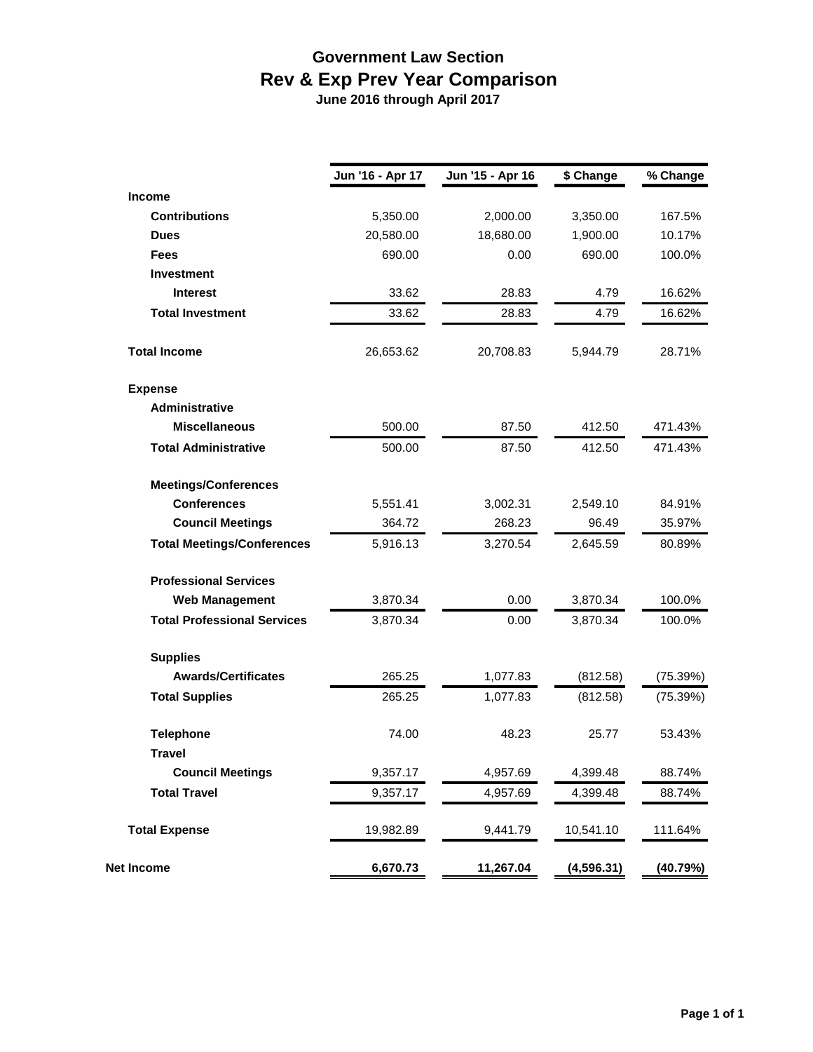# Government Law Section
## Rev & Exp Prev Year Comparison
**June 2016 through April 2017**

| | Jun '16 - Apr 17 | Jun '15 - Apr 16 | $ Change | % Change |
|---|---|---|---|---|
| **Income** | | | | |
| **Contributions** | 5,350.00 | 2,000.00 | 3,350.00 | 167.5% |
| **Dues** | 20,580.00 | 18,680.00 | 1,900.00 | 10.17% |
| **Fees** | 690.00 | 0.00 | 690.00 | 100.0% |
| **Investment** | | | | |
| **Interest** | 33.62 | 28.83 | 4.79 | 16.62% |
| **Total Investment** | 33.62 | 28.83 | 4.79 | 16.62% |
| **Total Income** | 26,653.62 | 20,708.83 | 5,944.79 | 28.71% |
| **Expense** | | | | |
| **Administrative** | | | | |
| **Miscellaneous** | 500.00 | 87.50 | 412.50 | 471.43% |
| **Total Administrative** | 500.00 | 87.50 | 412.50 | 471.43% |
| **Meetings/Conferences** | | | | |
| **Conferences** | 5,551.41 | 3,002.31 | 2,549.10 | 84.91% |
| **Council Meetings** | 364.72 | 268.23 | 96.49 | 35.97% |
| **Total Meetings/Conferences** | 5,916.13 | 3,270.54 | 2,645.59 | 80.89% |
| **Professional Services** | | | | |
| **Web Management** | 3,870.34 | 0.00 | 3,870.34 | 100.0% |
| **Total Professional Services** | 3,870.34 | 0.00 | 3,870.34 | 100.0% |
| **Supplies** | | | | |
| **Awards/Certificates** | 265.25 | 1,077.83 | (812.58) | (75.39%) |
| **Total Supplies** | 265.25 | 1,077.83 | (812.58) | (75.39%) |
| **Telephone** | 74.00 | 48.23 | 25.77 | 53.43% |
| **Travel** | | | | |
| **Council Meetings** | 9,357.17 | 4,957.69 | 4,399.48 | 88.74% |
| **Total Travel** | 9,357.17 | 4,957.69 | 4,399.48 | 88.74% |
| **Total Expense** | 19,982.89 | 9,441.79 | 10,541.10 | 111.64% |
| **Net Income** | **6,670.73** | **11,267.04** | **(4,596.31)** | **(40.79%)** |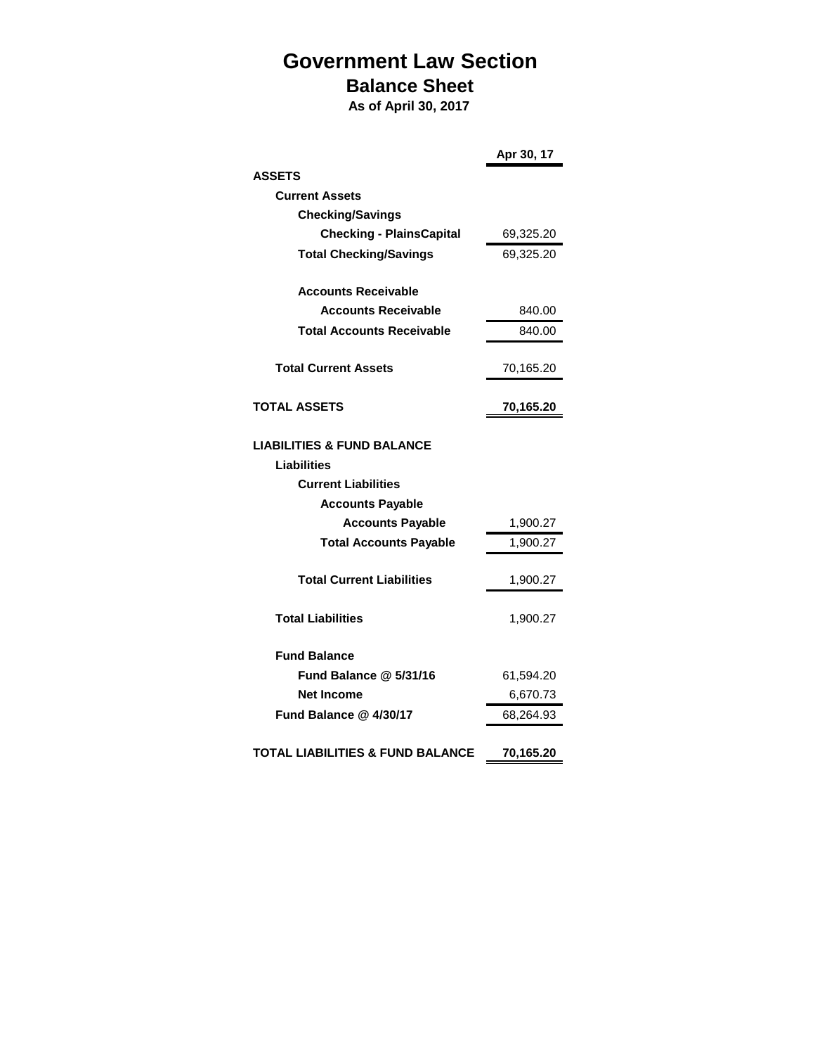# Government Law Section

## Balance Sheet

### As of April 30, 2017

| | Apr 30, 17 |
|---|---|
| **ASSETS** | |
| **Current Assets** | |
| **Checking/Savings** | |
| **Checking - PlainsCapital** | 69,325.20 |
| **Total Checking/Savings** | 69,325.20 |
| | |
| **Accounts Receivable** | |
| **Accounts Receivable** | 840.00 |
| **Total Accounts Receivable** | 840.00 |
| | |
| **Total Current Assets** | 70,165.20 |
| | |
| **TOTAL ASSETS** | **70,165.20** |
| | |
| **LIABILITIES & FUND BALANCE** | |
| **Liabilities** | |
| **Current Liabilities** | |
| **Accounts Payable** | |
| **Accounts Payable** | 1,900.27 |
| **Total Accounts Payable** | 1,900.27 |
| | |
| **Total Current Liabilities** | 1,900.27 |
| | |
| **Total Liabilities** | 1,900.27 |
| | |
| **Fund Balance** | |
| **Fund Balance @ 5/31/16** | 61,594.20 |
| **Net Income** | 6,670.73 |
| **Fund Balance @ 4/30/17** | 68,264.93 |
| | |
| **TOTAL LIABILITIES & FUND BALANCE** | **70,165.20** |